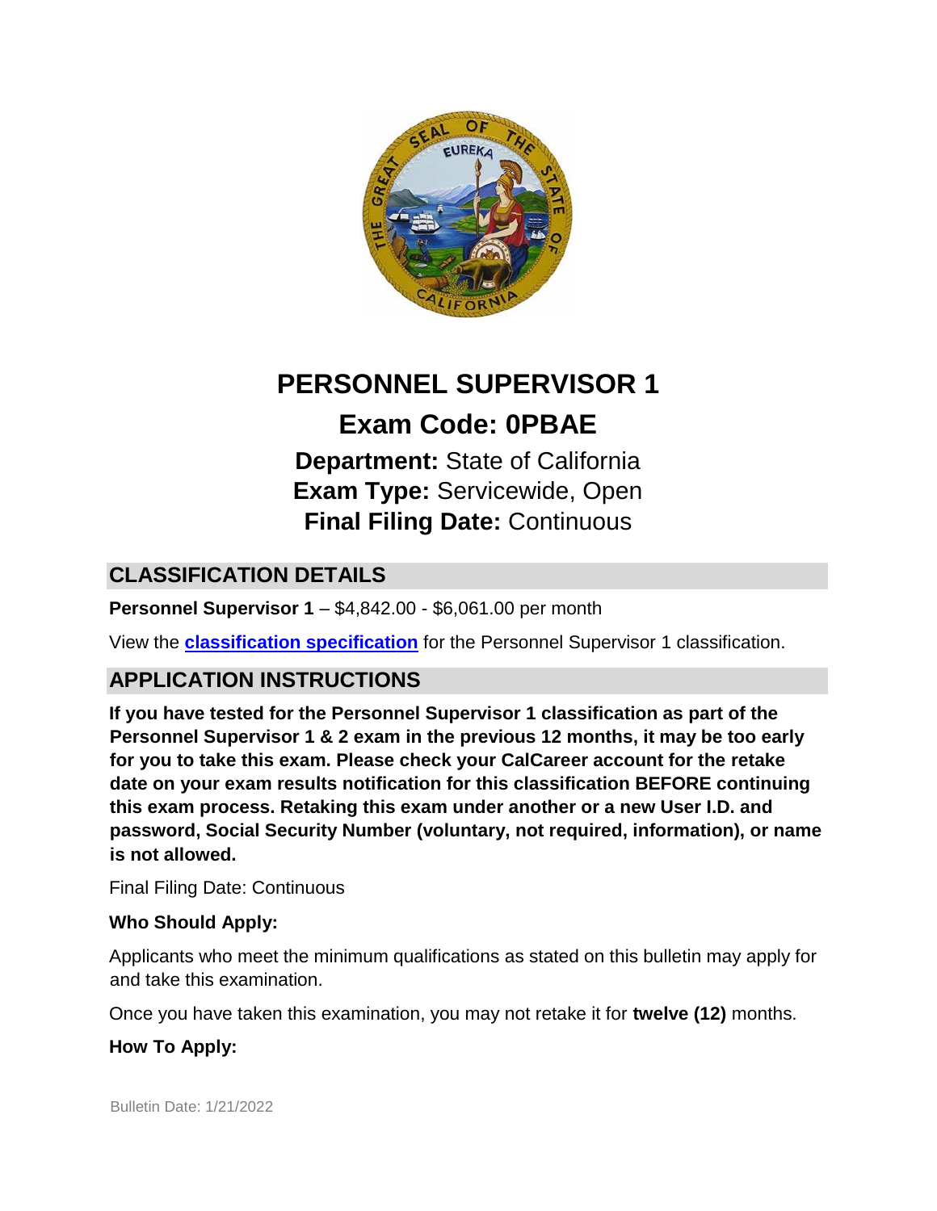# PERSONNEL SUPERVISOR 1

## Exam Code: 0PBAE

**Department:** State of California
**Exam Type:** Servicewide, Open
**Final Filing Date:** Continuous

## CLASSIFICATION DETAILS

**Personnel Supervisor 1** – $4,842.00 - $6,061.00 per month

View the **classification specification** for the Personnel Supervisor 1 classification.

## APPLICATION INSTRUCTIONS

**If you have tested for the Personnel Supervisor 1 classification as part of the Personnel Supervisor 1 & 2 exam in the previous 12 months, it may be too early for you to take this exam. Please check your CalCareer account for the retake date on your exam results notification for this classification BEFORE continuing this exam process. Retaking this exam under another or a new User I.D. and password, Social Security Number (voluntary, not required, information), or name is not allowed.**

Final Filing Date: Continuous

**Who Should Apply:**

Applicants who meet the minimum qualifications as stated on this bulletin may apply for and take this examination.

Once you have taken this examination, you may not retake it for **twelve (12)** months.

**How To Apply:**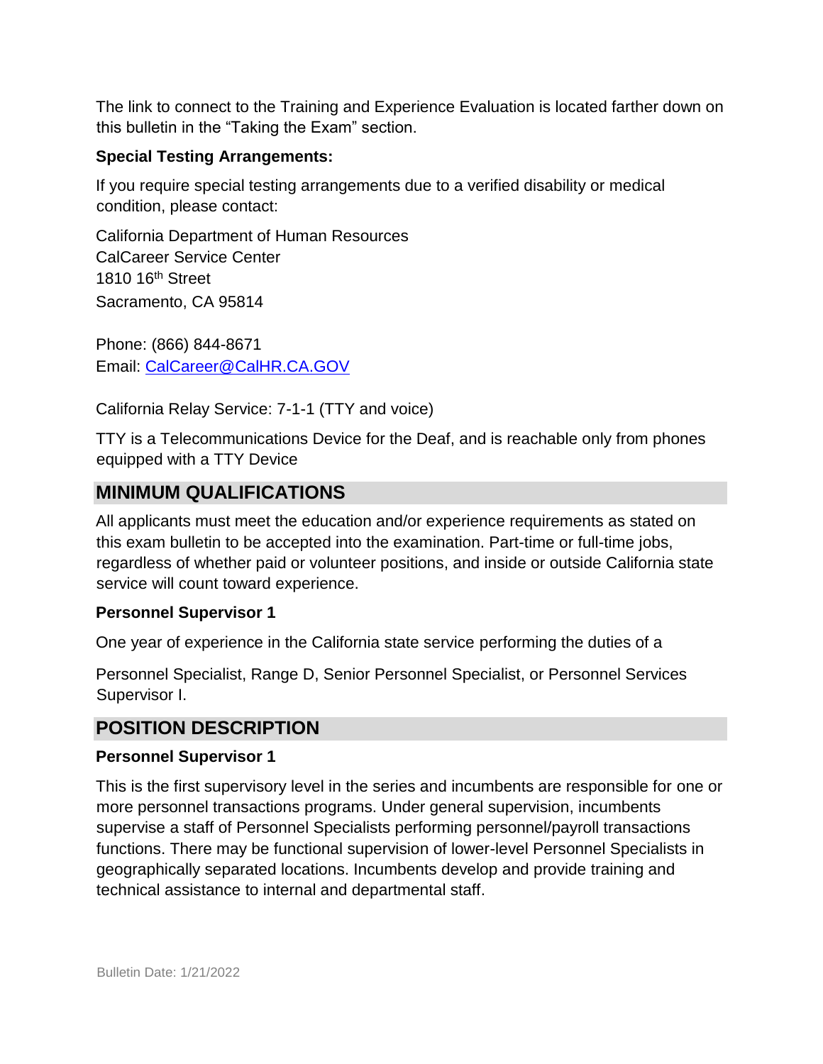The link to connect to the Training and Experience Evaluation is located farther down on this bulletin in the “Taking the Exam” section.

**Special Testing Arrangements:**

If you require special testing arrangements due to a verified disability or medical condition, please contact:

California Department of Human Resources
CalCareer Service Center
1810 16th Street
Sacramento, CA 95814

Phone: (866) 844-8671
Email: CalCareer@CalHR.CA.GOV

California Relay Service: 7-1-1 (TTY and voice)

TTY is a Telecommunications Device for the Deaf, and is reachable only from phones equipped with a TTY Device

## MINIMUM QUALIFICATIONS

All applicants must meet the education and/or experience requirements as stated on this exam bulletin to be accepted into the examination. Part-time or full-time jobs, regardless of whether paid or volunteer positions, and inside or outside California state service will count toward experience.

**Personnel Supervisor 1**

One year of experience in the California state service performing the duties of a

Personnel Specialist, Range D, Senior Personnel Specialist, or Personnel Services Supervisor I.

## POSITION DESCRIPTION

**Personnel Supervisor 1**

This is the first supervisory level in the series and incumbents are responsible for one or more personnel transactions programs. Under general supervision, incumbents supervise a staff of Personnel Specialists performing personnel/payroll transactions functions. There may be functional supervision of lower-level Personnel Specialists in geographically separated locations. Incumbents develop and provide training and technical assistance to internal and departmental staff.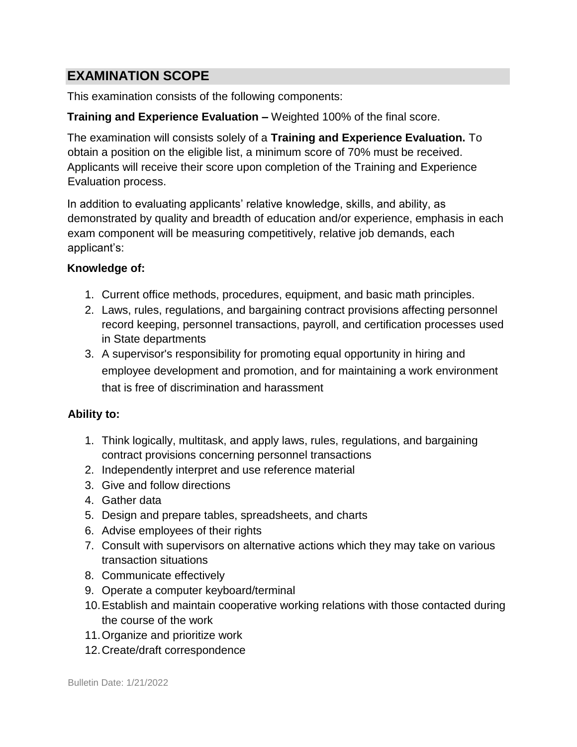## EXAMINATION SCOPE

This examination consists of the following components:

**Training and Experience Evaluation –** Weighted 100% of the final score.

The examination will consists solely of a **Training and Experience Evaluation.** To obtain a position on the eligible list, a minimum score of 70% must be received. Applicants will receive their score upon completion of the Training and Experience Evaluation process.

In addition to evaluating applicants' relative knowledge, skills, and ability, as demonstrated by quality and breadth of education and/or experience, emphasis in each exam component will be measuring competitively, relative job demands, each applicant's:

**Knowledge of:**

1. Current office methods, procedures, equipment, and basic math principles.
2. Laws, rules, regulations, and bargaining contract provisions affecting personnel record keeping, personnel transactions, payroll, and certification processes used in State departments
3. A supervisor's responsibility for promoting equal opportunity in hiring and employee development and promotion, and for maintaining a work environment that is free of discrimination and harassment

**Ability to:**

1. Think logically, multitask, and apply laws, rules, regulations, and bargaining contract provisions concerning personnel transactions
2. Independently interpret and use reference material
3. Give and follow directions
4. Gather data
5. Design and prepare tables, spreadsheets, and charts
6. Advise employees of their rights
7. Consult with supervisors on alternative actions which they may take on various transaction situations
8. Communicate effectively
9. Operate a computer keyboard/terminal
10. Establish and maintain cooperative working relations with those contacted during the course of the work
11. Organize and prioritize work
12. Create/draft correspondence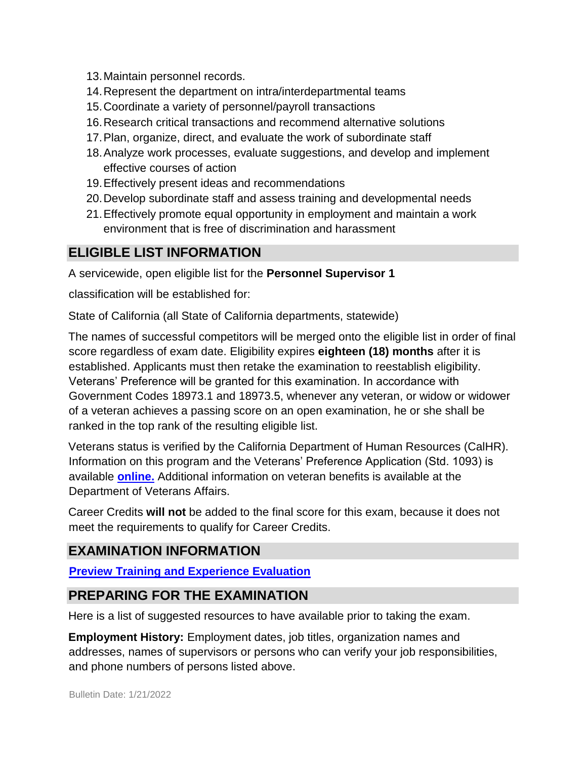13. Maintain personnel records.
14. Represent the department on intra/interdepartmental teams
15. Coordinate a variety of personnel/payroll transactions
16. Research critical transactions and recommend alternative solutions
17. Plan, organize, direct, and evaluate the work of subordinate staff
18. Analyze work processes, evaluate suggestions, and develop and implement effective courses of action
19. Effectively present ideas and recommendations
20. Develop subordinate staff and assess training and developmental needs
21. Effectively promote equal opportunity in employment and maintain a work environment that is free of discrimination and harassment

## ELIGIBLE LIST INFORMATION

A servicewide, open eligible list for the **Personnel Supervisor 1**

classification will be established for:

State of California (all State of California departments, statewide)

The names of successful competitors will be merged onto the eligible list in order of final score regardless of exam date. Eligibility expires **eighteen (18) months** after it is established. Applicants must then retake the examination to reestablish eligibility. Veterans' Preference will be granted for this examination. In accordance with Government Codes 18973.1 and 18973.5, whenever any veteran, or widow or widower of a veteran achieves a passing score on an open examination, he or she shall be ranked in the top rank of the resulting eligible list.

Veterans status is verified by the California Department of Human Resources (CalHR). Information on this program and the Veterans' Preference Application (Std. 1093) is available **online.** Additional information on veteran benefits is available at the Department of Veterans Affairs.

Career Credits **will not** be added to the final score for this exam, because it does not meet the requirements to qualify for Career Credits.

## EXAMINATION INFORMATION

**Preview Training and Experience Evaluation**

## PREPARING FOR THE EXAMINATION

Here is a list of suggested resources to have available prior to taking the exam.

**Employment History:** Employment dates, job titles, organization names and addresses, names of supervisors or persons who can verify your job responsibilities, and phone numbers of persons listed above.

Bulletin Date: 1/21/2022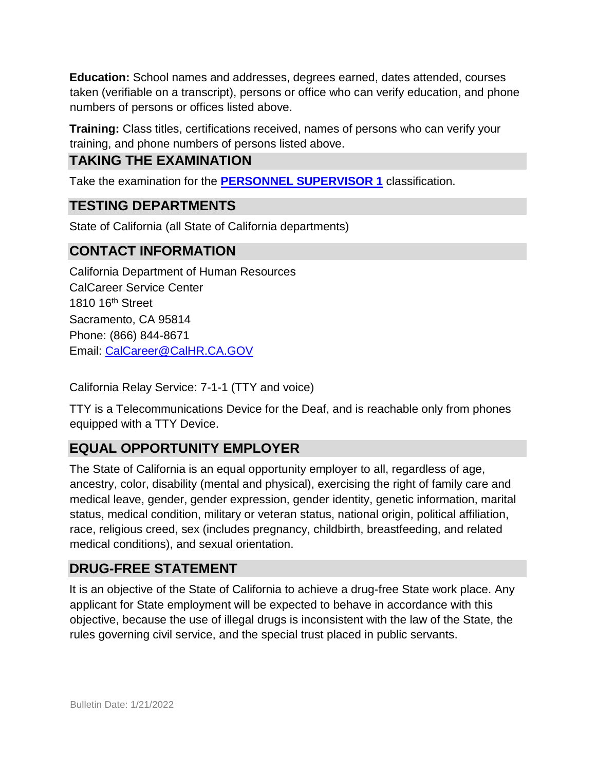**Education:** School names and addresses, degrees earned, dates attended, courses taken (verifiable on a transcript), persons or office who can verify education, and phone numbers of persons or offices listed above.

**Training:** Class titles, certifications received, names of persons who can verify your training, and phone numbers of persons listed above.

## TAKING THE EXAMINATION

Take the examination for the **PERSONNEL SUPERVISOR 1** classification.

## TESTING DEPARTMENTS

State of California (all State of California departments)

## CONTACT INFORMATION

California Department of Human Resources
CalCareer Service Center
1810 16th Street
Sacramento, CA 95814
Phone: (866) 844-8671
Email: CalCareer@CalHR.CA.GOV

California Relay Service: 7-1-1 (TTY and voice)

TTY is a Telecommunications Device for the Deaf, and is reachable only from phones equipped with a TTY Device.

## EQUAL OPPORTUNITY EMPLOYER

The State of California is an equal opportunity employer to all, regardless of age, ancestry, color, disability (mental and physical), exercising the right of family care and medical leave, gender, gender expression, gender identity, genetic information, marital status, medical condition, military or veteran status, national origin, political affiliation, race, religious creed, sex (includes pregnancy, childbirth, breastfeeding, and related medical conditions), and sexual orientation.

## DRUG-FREE STATEMENT

It is an objective of the State of California to achieve a drug-free State work place. Any applicant for State employment will be expected to behave in accordance with this objective, because the use of illegal drugs is inconsistent with the law of the State, the rules governing civil service, and the special trust placed in public servants.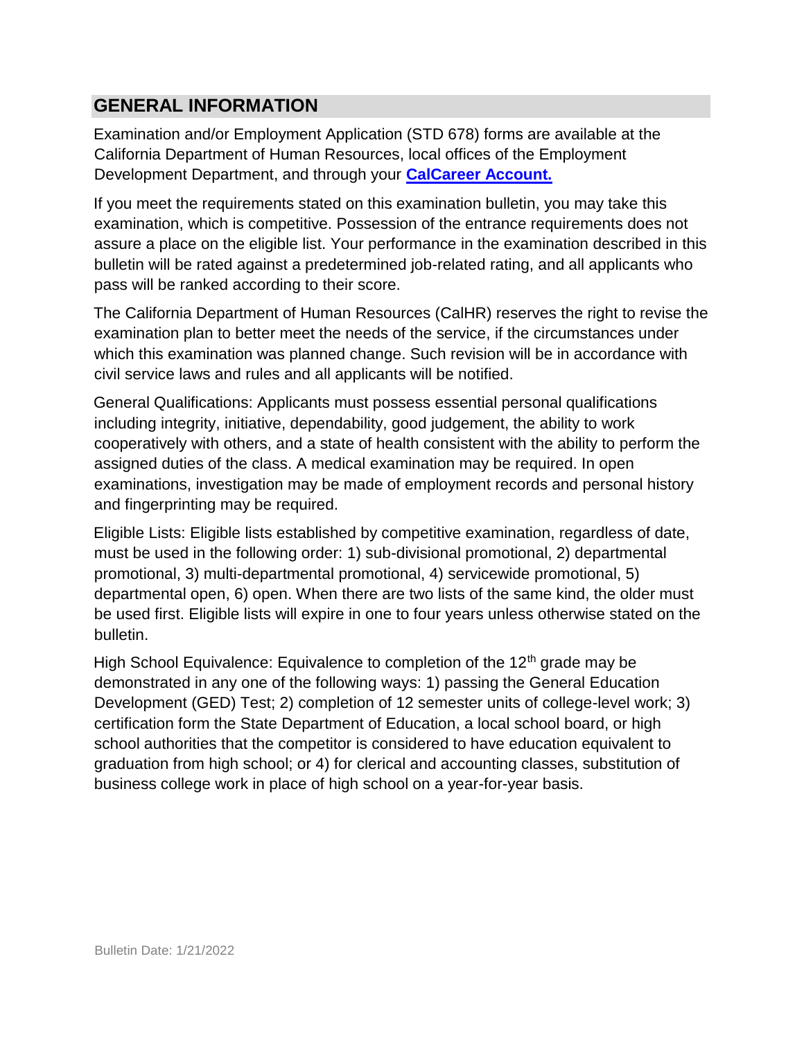## GENERAL INFORMATION

Examination and/or Employment Application (STD 678) forms are available at the California Department of Human Resources, local offices of the Employment Development Department, and through your **CalCareer Account.**

If you meet the requirements stated on this examination bulletin, you may take this examination, which is competitive. Possession of the entrance requirements does not assure a place on the eligible list. Your performance in the examination described in this bulletin will be rated against a predetermined job-related rating, and all applicants who pass will be ranked according to their score.

The California Department of Human Resources (CalHR) reserves the right to revise the examination plan to better meet the needs of the service, if the circumstances under which this examination was planned change. Such revision will be in accordance with civil service laws and rules and all applicants will be notified.

General Qualifications: Applicants must possess essential personal qualifications including integrity, initiative, dependability, good judgement, the ability to work cooperatively with others, and a state of health consistent with the ability to perform the assigned duties of the class. A medical examination may be required. In open examinations, investigation may be made of employment records and personal history and fingerprinting may be required.

Eligible Lists: Eligible lists established by competitive examination, regardless of date, must be used in the following order: 1) sub-divisional promotional, 2) departmental promotional, 3) multi-departmental promotional, 4) servicewide promotional, 5) departmental open, 6) open. When there are two lists of the same kind, the older must be used first. Eligible lists will expire in one to four years unless otherwise stated on the bulletin.

High School Equivalence: Equivalence to completion of the 12th grade may be demonstrated in any one of the following ways: 1) passing the General Education Development (GED) Test; 2) completion of 12 semester units of college-level work; 3) certification form the State Department of Education, a local school board, or high school authorities that the competitor is considered to have education equivalent to graduation from high school; or 4) for clerical and accounting classes, substitution of business college work in place of high school on a year-for-year basis.

Bulletin Date: 1/21/2022